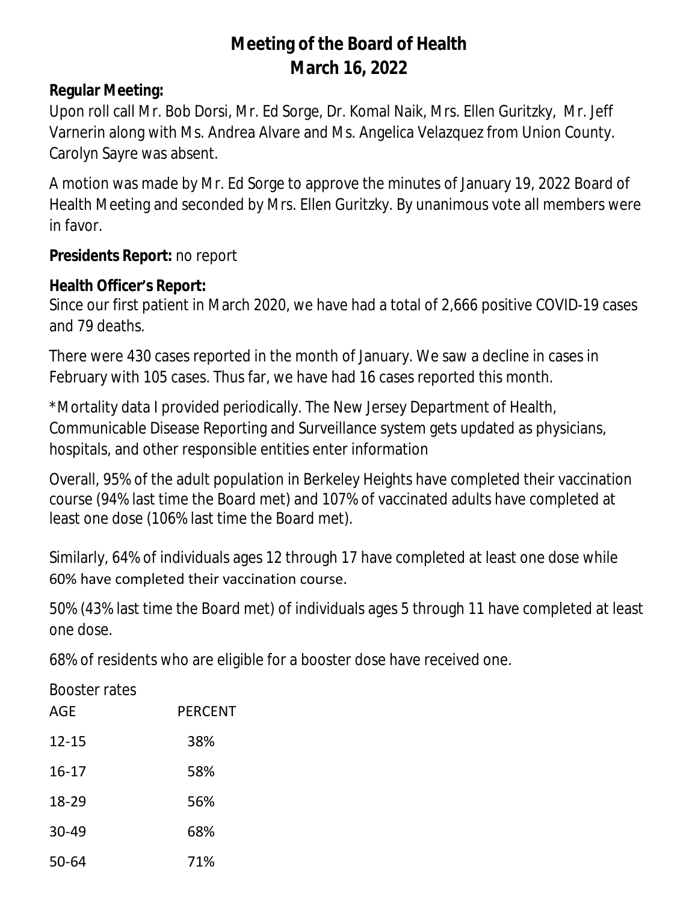# Meeting of the Board of Health
# March 16, 2022

**Regular Meeting:**
Upon roll call Mr. Bob Dorsi, Mr. Ed Sorge, Dr. Komal Naik, Mrs. Ellen Guritzky, Mr. Jeff Varnerin along with Ms. Andrea Alvare and Ms. Angelica Velazquez from Union County. Carolyn Sayre was absent.

A motion was made by Mr. Ed Sorge to approve the minutes of January 19, 2022 Board of Health Meeting and seconded by Mrs. Ellen Guritzky. By unanimous vote all members were in favor.

**Presidents Report:** no report

**Health Officer's Report:**
Since our first patient in March 2020, we have had a total of 2,666 positive COVID-19 cases and 79 deaths.

There were 430 cases reported in the month of January. We saw a decline in cases in February with 105 cases. Thus far, we have had 16 cases reported this month.

*Mortality data I provided periodically. The New Jersey Department of Health, Communicable Disease Reporting and Surveillance system gets updated as physicians, hospitals, and other responsible entities enter information

Overall, 95% of the adult population in Berkeley Heights have completed their vaccination course (94% last time the Board met) and 107% of vaccinated adults have completed at least one dose (106% last time the Board met).

Similarly, 64% of individuals ages 12 through 17 have completed at least one dose while 60% have completed their vaccination course.

50% (43% last time the Board met) of individuals ages 5 through 11 have completed at least one dose.

68% of residents who are eligible for a booster dose have received one.

Booster rates

| AGE | PERCENT |
|---|---|
| 12-15 | 38% |
| 16-17 | 58% |
| 18-29 | 56% |
| 30-49 | 68% |
| 50-64 | 71% |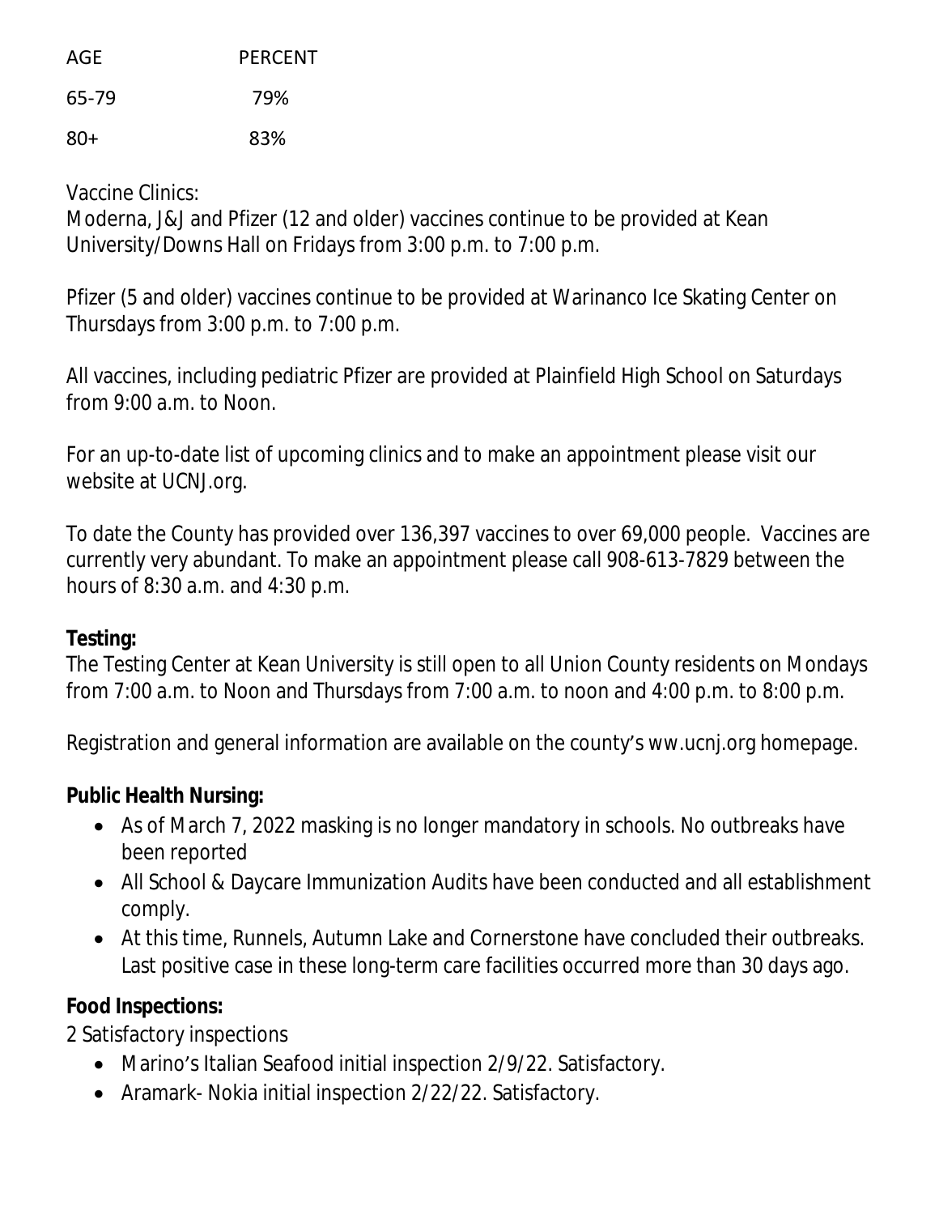| AGE | PERCENT |
| --- | --- |
| 65-79 | 79% |
| 80+ | 83% |

Vaccine Clinics:
Moderna, J&J and Pfizer (12 and older) vaccines continue to be provided at Kean University/Downs Hall on Fridays from 3:00 p.m. to 7:00 p.m.

Pfizer (5 and older) vaccines continue to be provided at Warinanco Ice Skating Center on Thursdays from 3:00 p.m. to 7:00 p.m.

All vaccines, including pediatric Pfizer are provided at Plainfield High School on Saturdays from 9:00 a.m. to Noon.

For an up-to-date list of upcoming clinics and to make an appointment please visit our website at UCNJ.org.

To date the County has provided over 136,397 vaccines to over 69,000 people. Vaccines are currently very abundant. To make an appointment please call 908-613-7829 between the hours of 8:30 a.m. and 4:30 p.m.

**Testing:**
The Testing Center at Kean University is still open to all Union County residents on Mondays from 7:00 a.m. to Noon and Thursdays from 7:00 a.m. to noon and 4:00 p.m. to 8:00 p.m.

Registration and general information are available on the county's ww.ucnj.org homepage.

**Public Health Nursing:**

- As of March 7, 2022 masking is no longer mandatory in schools. No outbreaks have been reported
- All School & Daycare Immunization Audits have been conducted and all establishment comply.
- At this time, Runnels, Autumn Lake and Cornerstone have concluded their outbreaks. Last positive case in these long-term care facilities occurred more than 30 days ago.

**Food Inspections:**
2 Satisfactory inspections

- Marino's Italian Seafood initial inspection 2/9/22. Satisfactory.
- Aramark- Nokia initial inspection 2/22/22. Satisfactory.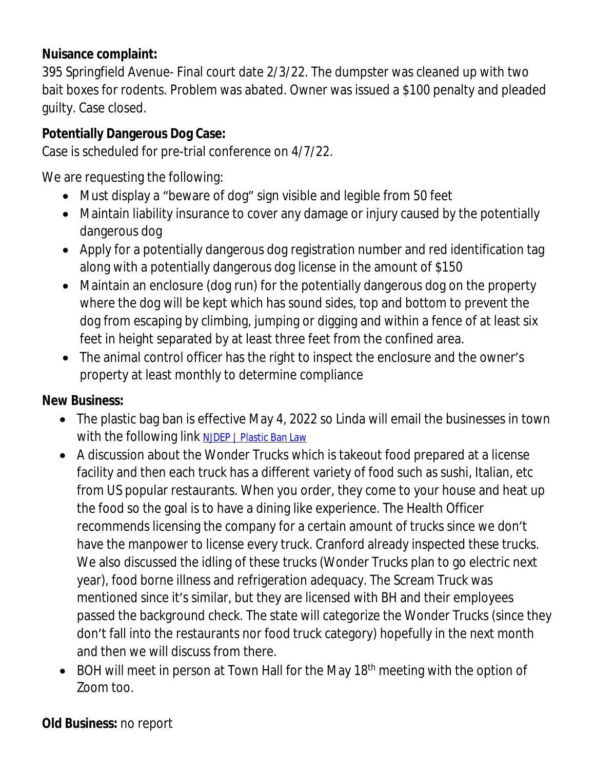**Nuisance complaint:**
395 Springfield Avenue- Final court date 2/3/22. The dumpster was cleaned up with two bait boxes for rodents. Problem was abated. Owner was issued a $100 penalty and pleaded guilty. Case closed.

**Potentially Dangerous Dog Case:**
Case is scheduled for pre-trial conference on 4/7/22.

We are requesting the following:

- Must display a "beware of dog" sign visible and legible from 50 feet
- Maintain liability insurance to cover any damage or injury caused by the potentially dangerous dog
- Apply for a potentially dangerous dog registration number and red identification tag along with a potentially dangerous dog license in the amount of $150
- Maintain an enclosure (dog run) for the potentially dangerous dog on the property where the dog will be kept which has sound sides, top and bottom to prevent the dog from escaping by climbing, jumping or digging and within a fence of at least six feet in height separated by at least three feet from the confined area.
- The animal control officer has the right to inspect the enclosure and the owner's property at least monthly to determine compliance

**New Business:**

- The plastic bag ban is effective May 4, 2022 so Linda will email the businesses in town with the following link NJDEP | Plastic Ban Law
- A discussion about the Wonder Trucks which is takeout food prepared at a license facility and then each truck has a different variety of food such as sushi, Italian, etc from US popular restaurants. When you order, they come to your house and heat up the food so the goal is to have a dining like experience. The Health Officer recommends licensing the company for a certain amount of trucks since we don't have the manpower to license every truck. Cranford already inspected these trucks. We also discussed the idling of these trucks (Wonder Trucks plan to go electric next year), food borne illness and refrigeration adequacy. The Scream Truck was mentioned since it's similar, but they are licensed with BH and their employees passed the background check. The state will categorize the Wonder Trucks (since they don't fall into the restaurants nor food truck category) hopefully in the next month and then we will discuss from there.
- BOH will meet in person at Town Hall for the May 18th meeting with the option of Zoom too.

**Old Business:** no report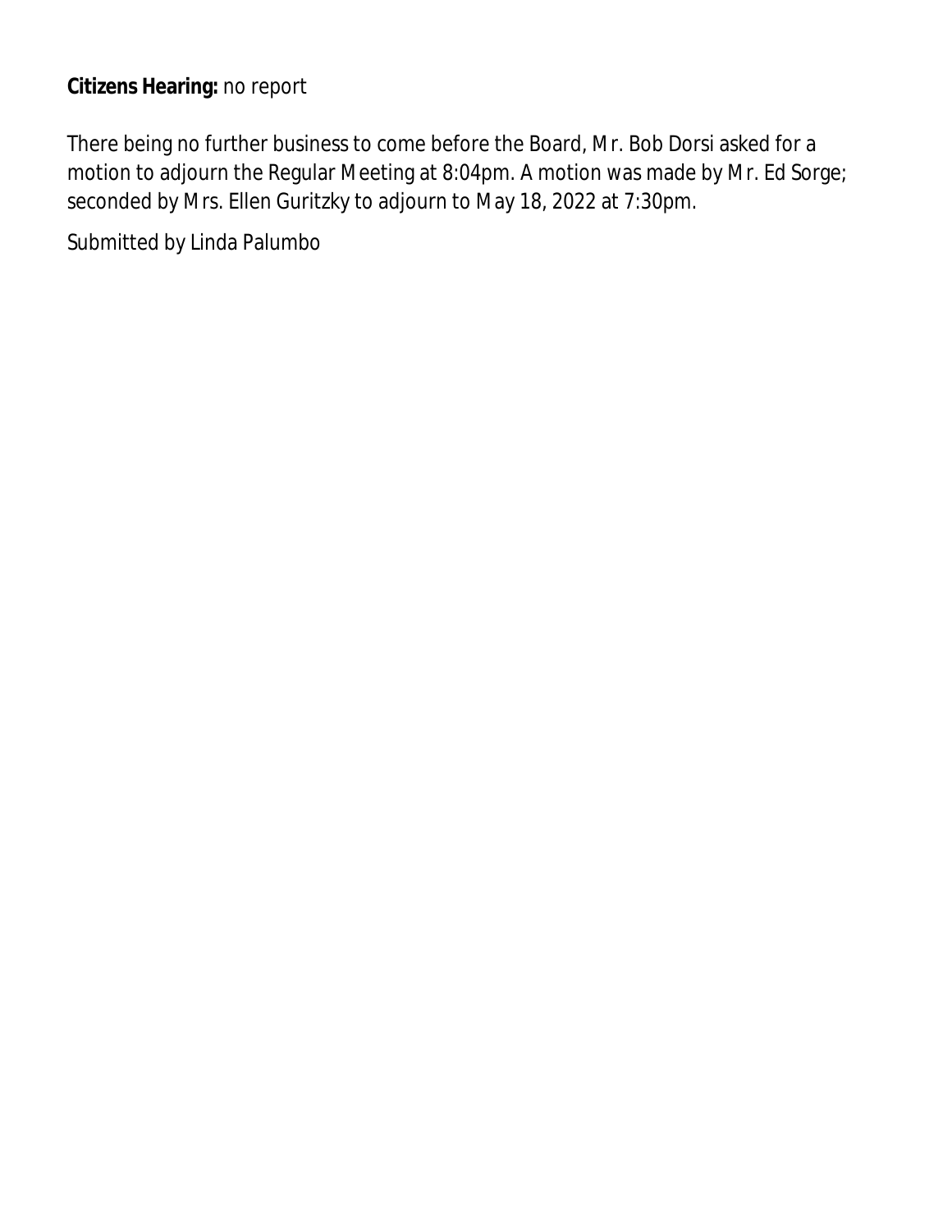**Citizens Hearing:** no report

There being no further business to come before the Board, Mr. Bob Dorsi asked for a motion to adjourn the Regular Meeting at 8:04pm. A motion was made by Mr. Ed Sorge; seconded by Mrs. Ellen Guritzky to adjourn to May 18, 2022 at 7:30pm.

Submitted by Linda Palumbo